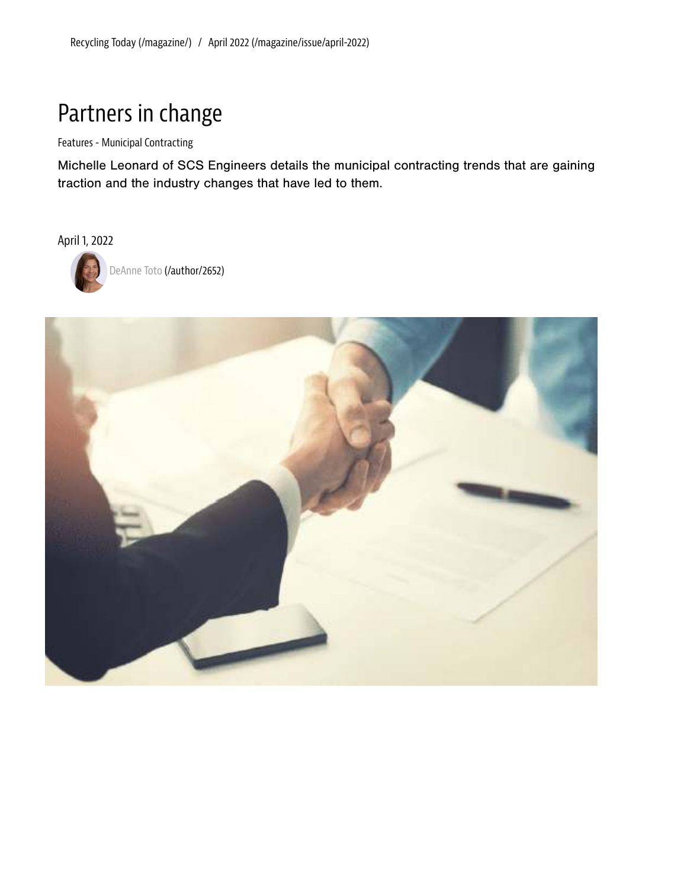Recycling Today (/magazine/) / April 2022 (/magazine/issue/april-2022)

# Partners in change

Features - Municipal Contracting

Michelle Leonard of SCS Engineers details the municipal contracting trends that are gaining traction and the industry changes that have led to them.

April 1, 2022

DeAnne Toto (/author/2652)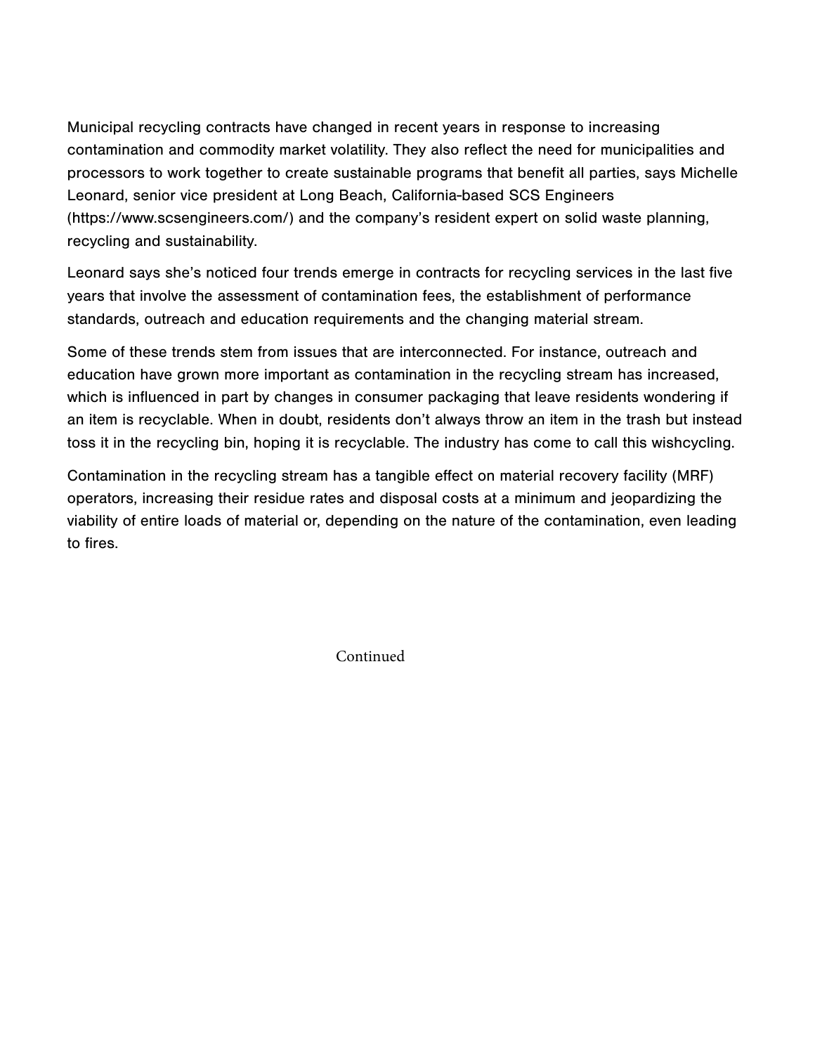Municipal recycling contracts have changed in recent years in response to increasing contamination and commodity market volatility. They also reflect the need for municipalities and processors to work together to create sustainable programs that benefit all parties, says Michelle Leonard, senior vice president at Long Beach, California-based SCS Engineers (https://www.scsengineers.com/) and the company's resident expert on solid waste planning, recycling and sustainability.

Leonard says she's noticed four trends emerge in contracts for recycling services in the last five years that involve the assessment of contamination fees, the establishment of performance standards, outreach and education requirements and the changing material stream.

Some of these trends stem from issues that are interconnected. For instance, outreach and education have grown more important as contamination in the recycling stream has increased, which is influenced in part by changes in consumer packaging that leave residents wondering if an item is recyclable. When in doubt, residents don't always throw an item in the trash but instead toss it in the recycling bin, hoping it is recyclable. The industry has come to call this wishcycling.

Contamination in the recycling stream has a tangible effect on material recovery facility (MRF) operators, increasing their residue rates and disposal costs at a minimum and jeopardizing the viability of entire loads of material or, depending on the nature of the contamination, even leading to fires.

Continued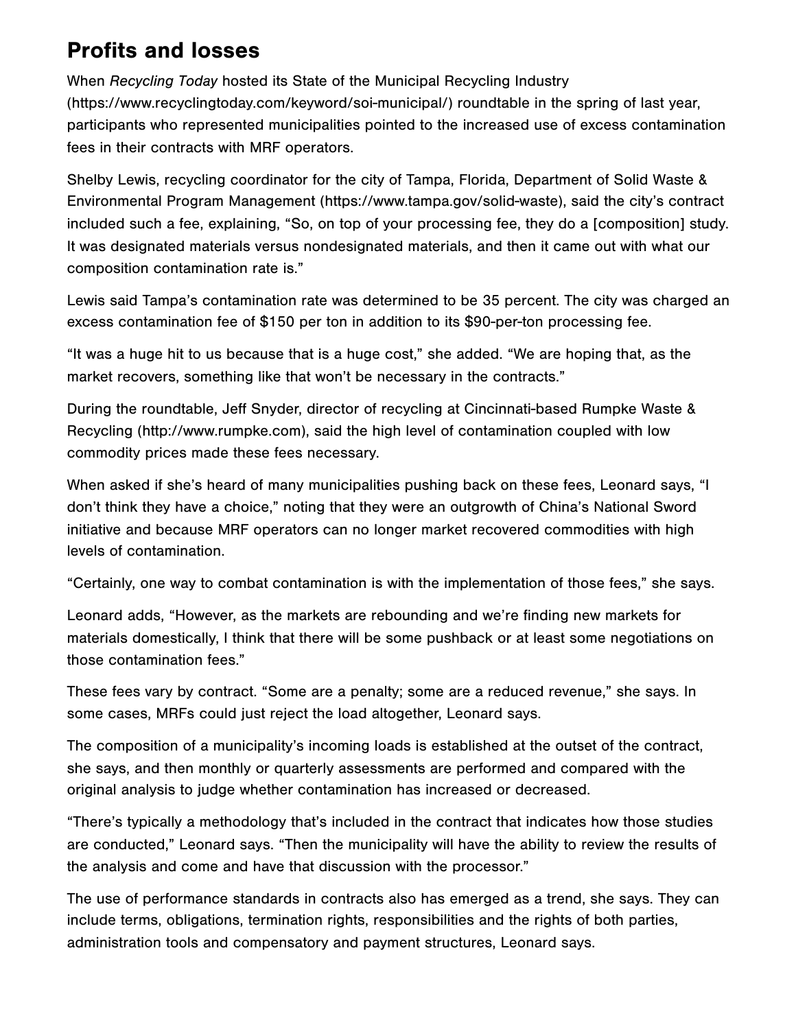## Profits and losses

When *Recycling Today* hosted its State of the Municipal Recycling Industry (https://www.recyclingtoday.com/keyword/soi-municipal/) roundtable in the spring of last year, participants who represented municipalities pointed to the increased use of excess contamination fees in their contracts with MRF operators.

Shelby Lewis, recycling coordinator for the city of Tampa, Florida, Department of Solid Waste & Environmental Program Management (https://www.tampa.gov/solid-waste), said the city's contract included such a fee, explaining, "So, on top of your processing fee, they do a [composition] study. It was designated materials versus nondesignated materials, and then it came out with what our composition contamination rate is."

Lewis said Tampa's contamination rate was determined to be 35 percent. The city was charged an excess contamination fee of $150 per ton in addition to its $90-per-ton processing fee.

"It was a huge hit to us because that is a huge cost," she added. "We are hoping that, as the market recovers, something like that won't be necessary in the contracts."

During the roundtable, Jeff Snyder, director of recycling at Cincinnati-based Rumpke Waste & Recycling (http://www.rumpke.com), said the high level of contamination coupled with low commodity prices made these fees necessary.

When asked if she's heard of many municipalities pushing back on these fees, Leonard says, "I don't think they have a choice," noting that they were an outgrowth of China's National Sword initiative and because MRF operators can no longer market recovered commodities with high levels of contamination.

"Certainly, one way to combat contamination is with the implementation of those fees," she says.

Leonard adds, "However, as the markets are rebounding and we're finding new markets for materials domestically, I think that there will be some pushback or at least some negotiations on those contamination fees."

These fees vary by contract. "Some are a penalty; some are a reduced revenue," she says. In some cases, MRFs could just reject the load altogether, Leonard says.

The composition of a municipality's incoming loads is established at the outset of the contract, she says, and then monthly or quarterly assessments are performed and compared with the original analysis to judge whether contamination has increased or decreased.

"There's typically a methodology that's included in the contract that indicates how those studies are conducted," Leonard says. "Then the municipality will have the ability to review the results of the analysis and come and have that discussion with the processor."

The use of performance standards in contracts also has emerged as a trend, she says. They can include terms, obligations, termination rights, responsibilities and the rights of both parties, administration tools and compensatory and payment structures, Leonard says.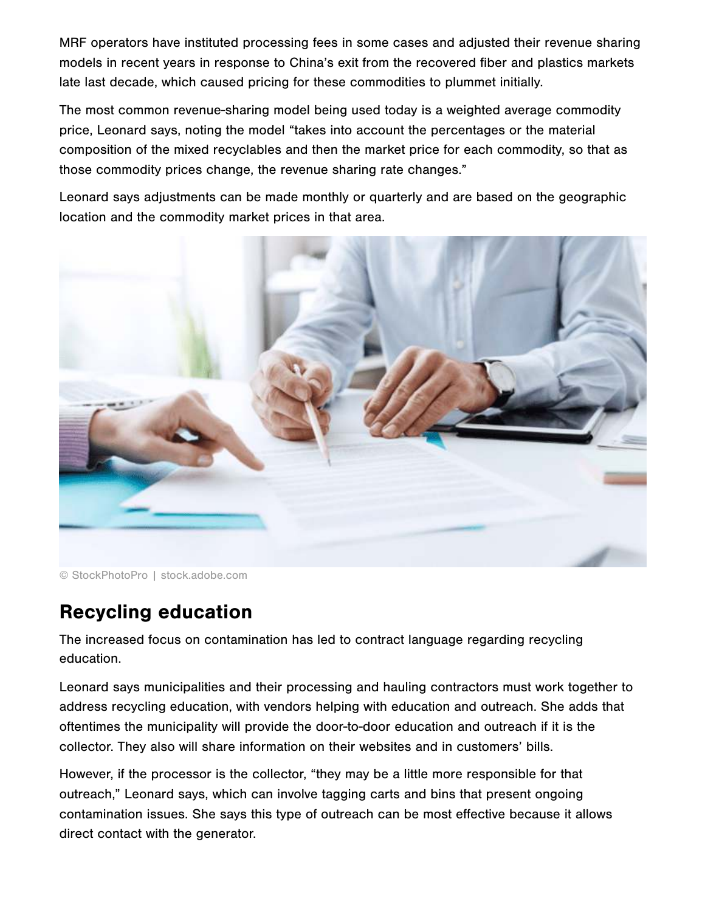MRF operators have instituted processing fees in some cases and adjusted their revenue sharing models in recent years in response to China's exit from the recovered fiber and plastics markets late last decade, which caused pricing for these commodities to plummet initially.

The most common revenue-sharing model being used today is a weighted average commodity price, Leonard says, noting the model "takes into account the percentages or the material composition of the mixed recyclables and then the market price for each commodity, so that as those commodity prices change, the revenue sharing rate changes."

Leonard says adjustments can be made monthly or quarterly and are based on the geographic location and the commodity market prices in that area.

© StockPhotoPro | stock.adobe.com

## Recycling education

The increased focus on contamination has led to contract language regarding recycling education.

Leonard says municipalities and their processing and hauling contractors must work together to address recycling education, with vendors helping with education and outreach. She adds that oftentimes the municipality will provide the door-to-door education and outreach if it is the collector. They also will share information on their websites and in customers' bills.

However, if the processor is the collector, "they may be a little more responsible for that outreach," Leonard says, which can involve tagging carts and bins that present ongoing contamination issues. She says this type of outreach can be most effective because it allows direct contact with the generator.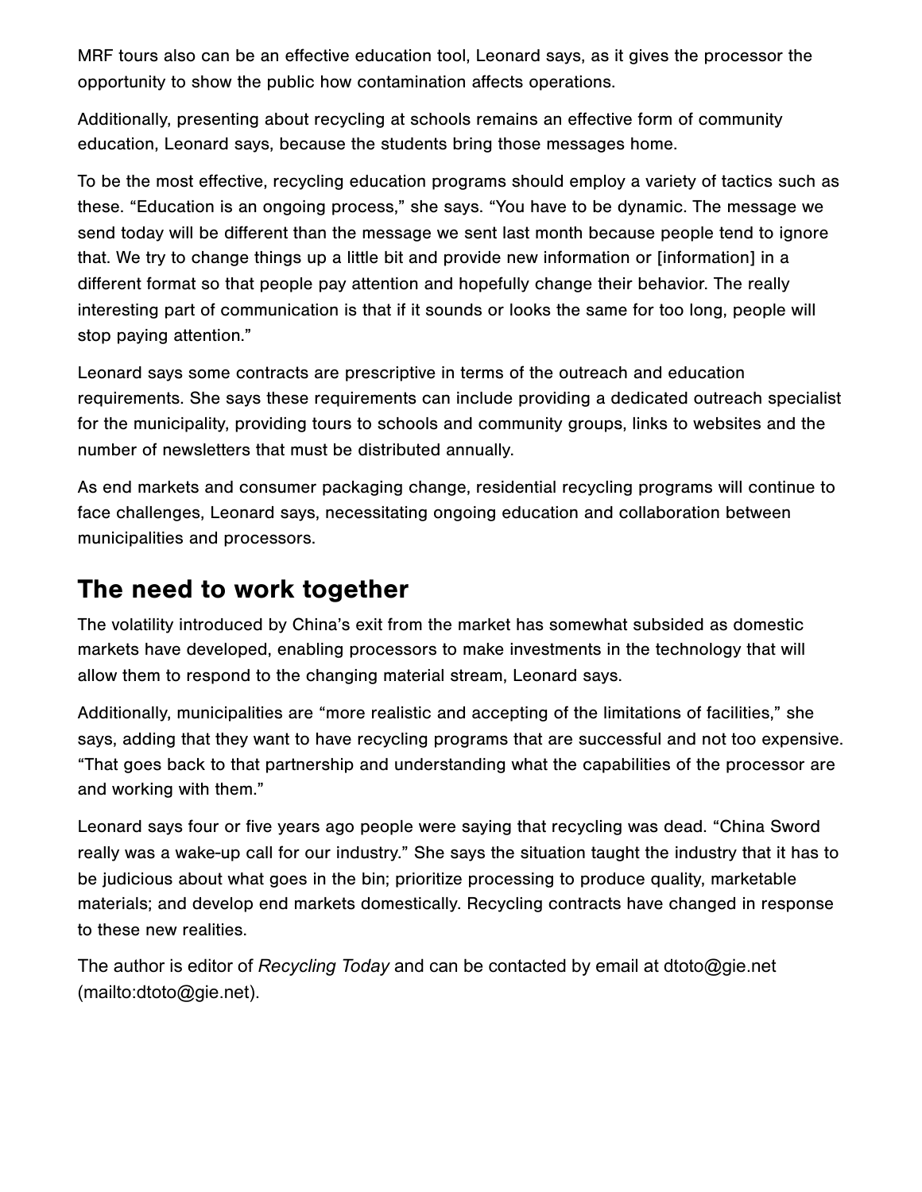MRF tours also can be an effective education tool, Leonard says, as it gives the processor the opportunity to show the public how contamination affects operations.

Additionally, presenting about recycling at schools remains an effective form of community education, Leonard says, because the students bring those messages home.

To be the most effective, recycling education programs should employ a variety of tactics such as these. "Education is an ongoing process," she says. "You have to be dynamic. The message we send today will be different than the message we sent last month because people tend to ignore that. We try to change things up a little bit and provide new information or [information] in a different format so that people pay attention and hopefully change their behavior. The really interesting part of communication is that if it sounds or looks the same for too long, people will stop paying attention."

Leonard says some contracts are prescriptive in terms of the outreach and education requirements. She says these requirements can include providing a dedicated outreach specialist for the municipality, providing tours to schools and community groups, links to websites and the number of newsletters that must be distributed annually.

As end markets and consumer packaging change, residential recycling programs will continue to face challenges, Leonard says, necessitating ongoing education and collaboration between municipalities and processors.

## The need to work together

The volatility introduced by China's exit from the market has somewhat subsided as domestic markets have developed, enabling processors to make investments in the technology that will allow them to respond to the changing material stream, Leonard says.

Additionally, municipalities are "more realistic and accepting of the limitations of facilities," she says, adding that they want to have recycling programs that are successful and not too expensive. "That goes back to that partnership and understanding what the capabilities of the processor are and working with them."

Leonard says four or five years ago people were saying that recycling was dead. "China Sword really was a wake-up call for our industry." She says the situation taught the industry that it has to be judicious about what goes in the bin; prioritize processing to produce quality, marketable materials; and develop end markets domestically. Recycling contracts have changed in response to these new realities.

The author is editor of *Recycling Today* and can be contacted by email at dtoto@gie.net (mailto:dtoto@gie.net).